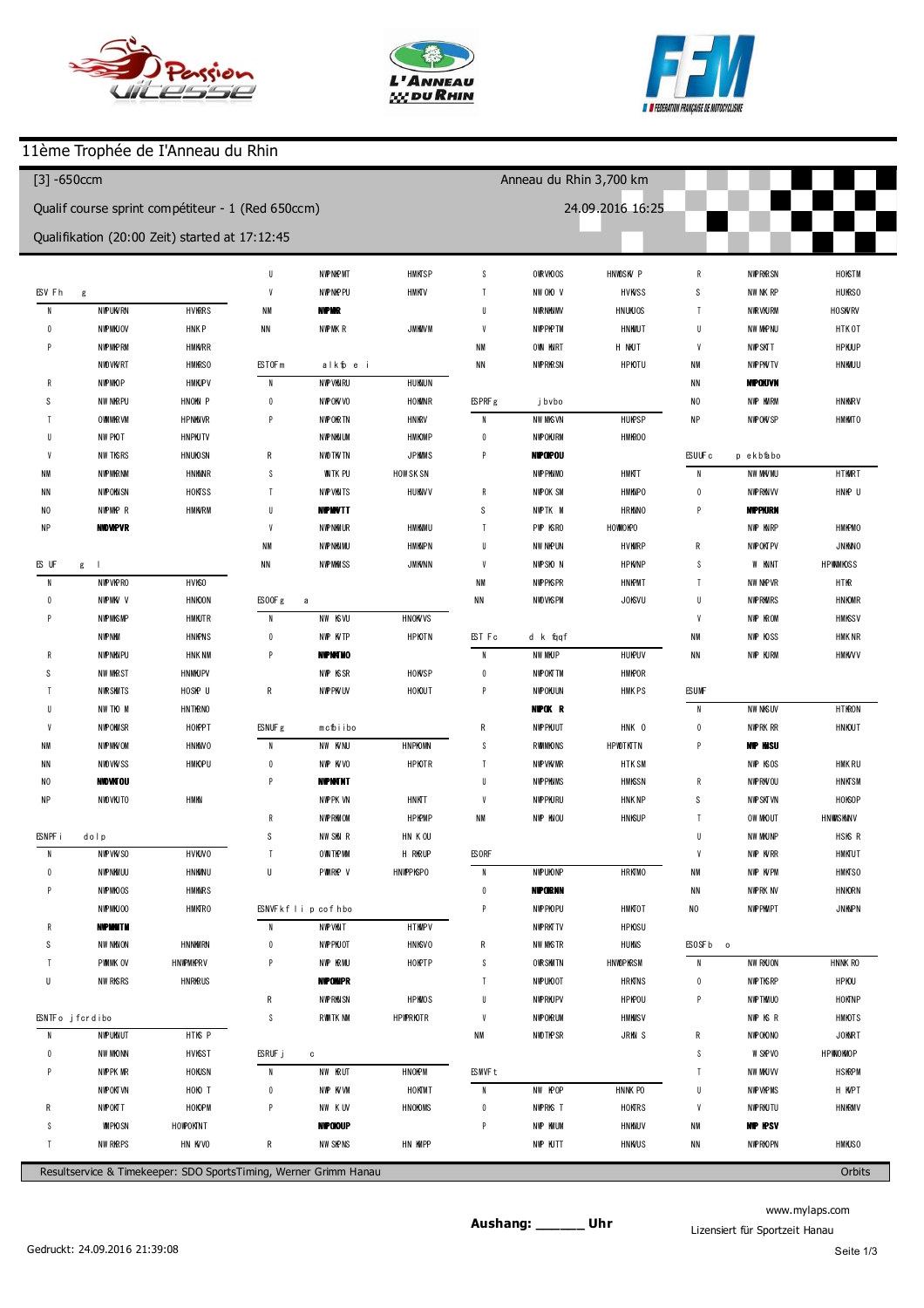# 11ème Trophée de l'Anneau du Rhin

**[3] -650ccm** | Anneau du Rhin 3,700 km

Qualif course sprint compétiteur - 1 (Red 650ccm) | 24.09.2016 16:25

Qualifikation (20:00 Zeit) started at 17:12:45

Resultservice & Timekeeper: SDO SportsTiming, Werner Grimm Hanau | Orbits

**Aushang: _______ Uhr**

www.mylaps.com

Lizensiert für Sportzeit Hanau

Gedruckt: 24.09.2016 21:39:08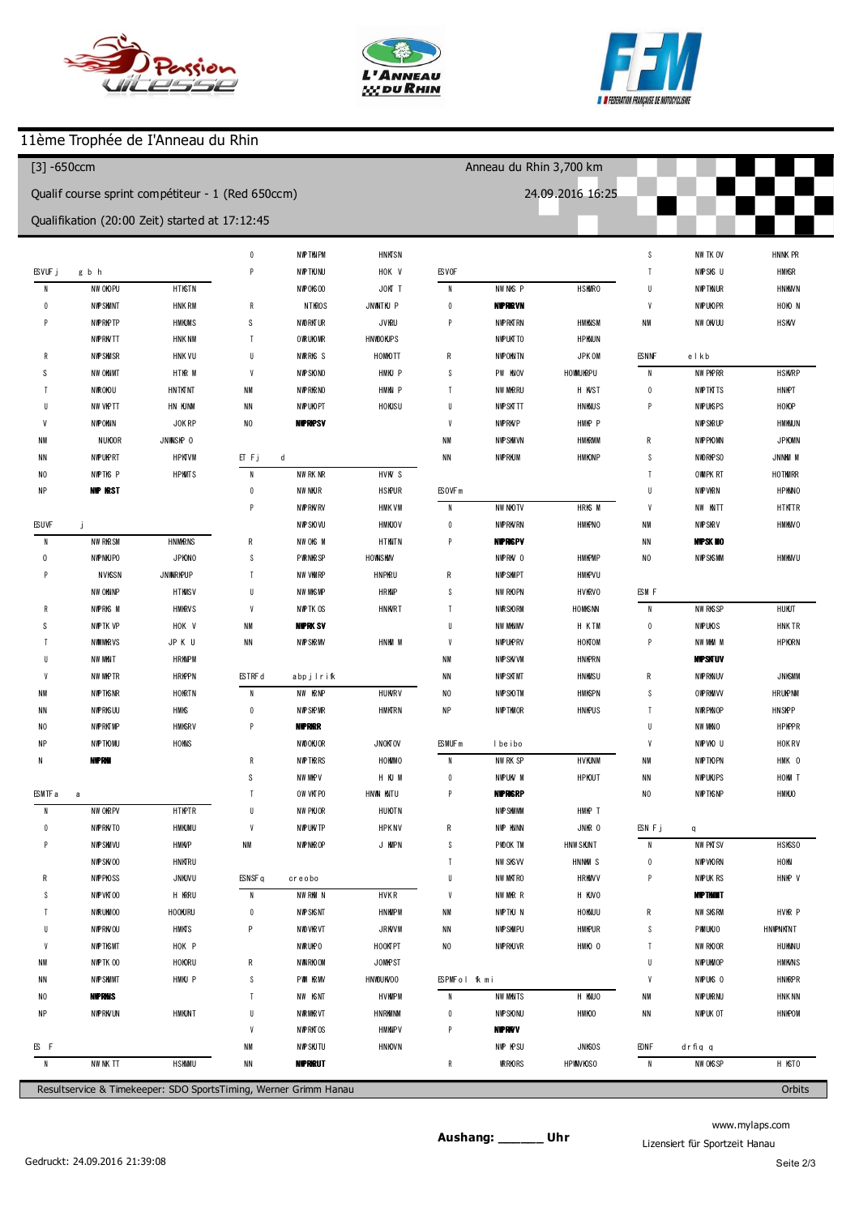# 11ème Trophée de l'Anneau du Rhin

[3] -650ccm

Anneau du Rhin 3,700 km

Qualif course sprint compétiteur - 1 (Red 650ccm)

24.09.2016 16:25

Qualifikation (20:00 Zeit) started at 17:12:45

Resultservice & Timekeeper: SDO SportsTiming, Werner Grimm Hanau

Orbits

Aushang: _______ Uhr

www.mylaps.com

Lizensiert für Sportzeit Hanau

Gedruckt: 24.09.2016 21:39:08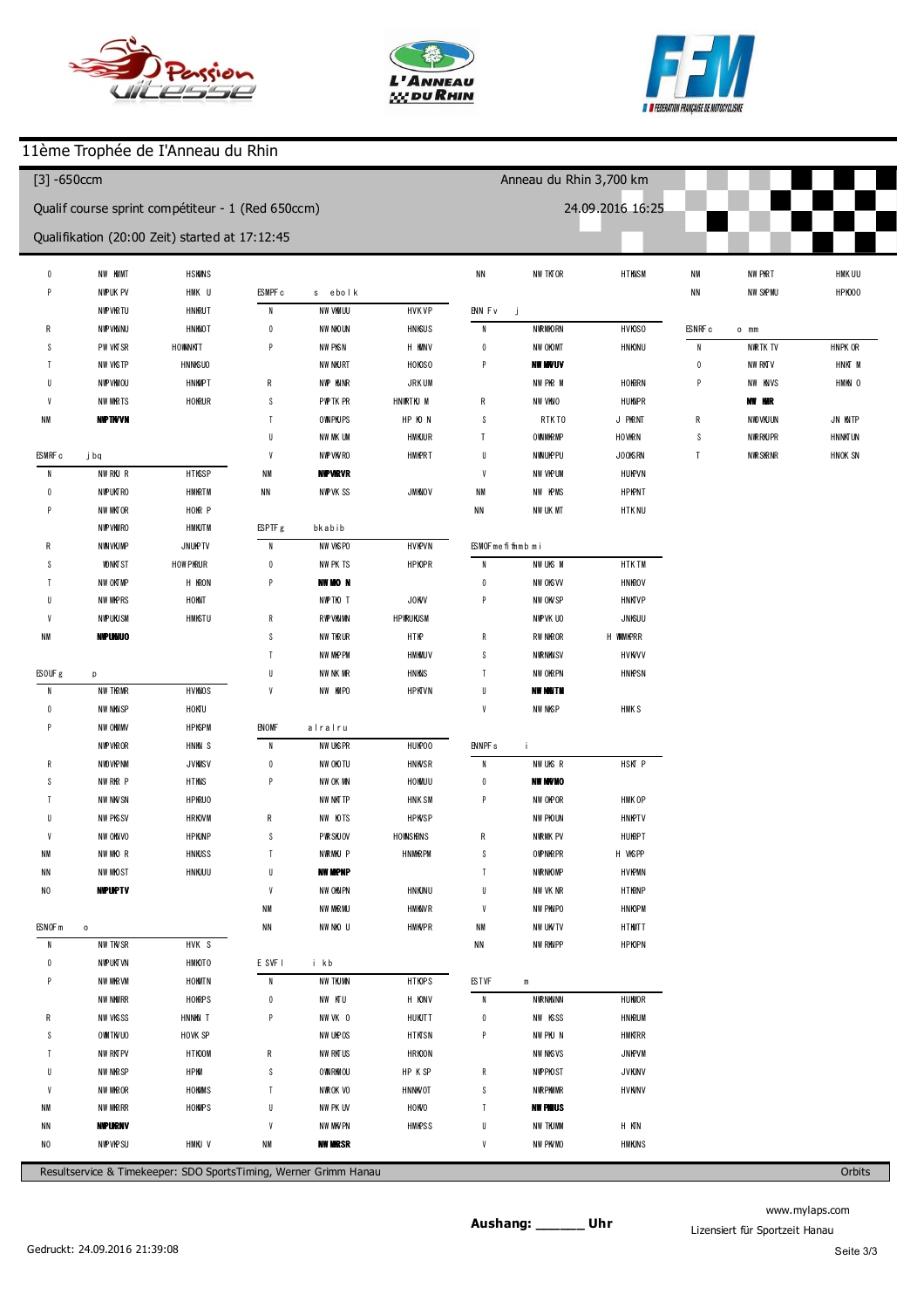# 11ème Trophée de l'Anneau du Rhin

**[3] -650ccm** | Anneau du Rhin 3,700 km

Qualif course sprint compétiteur - 1 (Red 650ccm) | 24.09.2016 16:25

Qualifikation (20:00 Zeit) started at 17:12:45

```
0   NW HMMT     HSMMS
P   NMPUK PV    HMK U
    NMPVRTU     HNMRUT
R   NMPVMMNU    HNMOT
S   PW VKTSR    HOMNKTT
T   NW VKSTP    HNMKSUO
U   NMPVMMOU    HNMPT
V   NW MRTS     HOKRUR
NM  NMPTMVN

ESMRF c   j bq
N   NW RKU R    HTKSSP
0   NMPUKTRO    HMKRTM
P   NW MKTOR    HOKR P
    NMPVMMRO    HMKUTM
R   NMNVKUMP    JNMPTV
S   WNKTST      HOWPKRUR
T   NW OKTMP    H KON
U   NW MMPRS    HOMT
V   NMPUKUSM    HMKSTU
NM  NMPUMUO

ESOUF g   p
N   NW TRMR     HVKMOS
0   NW NMSP     HOKTU
P   NW OKMMV    HPKSPM
    NMPVROR     HNMI S
R   NMOVKPNM    JVMMSV
S   NW RKR P    HTMKS
T   NW NKVSN    HPKRUO
U   NW PKSSV    HRKOVM
V   NW OKNVO    HPKMNP
NM  NW MKO R    HNMKSS
NN  NW MKOST    HNMKUU
NO  NMPUPTV

ESNOF m   o
N   NW TKVSR    HVK S
0   NMPUKTVN    HMKOTO
P   NW MRVM     HOMTN
    NW NMRR     HOKRPS
R   NW VKSSS    HNMN T
S   OMTKUO      HOVK SP
T   NW RKTPV    HTKOOM
U   NW NKRSP    HPKM
V   NW MROR     HOKMMS
NM  NW MRRR     HOKRPS
NN  NMPURNV
NO  NMPVKPSU    HMKU V

ESMPF c   s ebolk
N   NW VMUU     HVKVP
0   NW NKOUN    HNKSUS
P   NW PKSN     H MNV
    NW NKURT    HOKOSO
R   NMP NUNR    JRKUM
S   PMPTK PR    HNMRTKU M
T   OMPKUPS     HP KO N
U   NW MK UM    HMKUR
V   NMPVKRO     HMKPRT
NM  NMPVKRVR
NN  NMPVK SS    JMKOV

ESPTF g   bkabib
N   NW VKSPO    HVKPVN
0   NW PK TS    HPKOPR
P   NW MO N
    NMPTKO T    JOKV
R   RMPVKMMN    HPKRUKSM
S   NW TKRUR    HTKP
T   NW MKPPM    HMMUV
U   NW NK MR    HNKMS
V   NW MMPO     HPKTVN

ENOMF   alralru
N   NW UKSPR    HUKPOO
0   NW OKOTU    HNKVSR
P   NW OK MN    HOMUU
    NW NKTP     HNK SM
R   NW KOTS     HPKNSP
S   PMRSKUO     HOMSKRNS
T   NMRNU P     HNMRPM
U   NW MPNP
V   NW OKUPN    HNKNU
NM  NW MRMU     HMKUVR
NN  NW MO U     HMKPR

E SVF I   i kb
N   NW TKUMN    HTKOPS
0   NW KTU      H KNV
P   NW VK 0     HUKUTT
    NW UKPOS    HTKTSN
R   NW RKTUS    HRKOON
S   OMRNMOU     HP K SP
T   NMROK VO    HNMKVOT
U   NW PK UV    HOKVO
V   NW MKVPN    HMRPSS
NM  NW MRSR

NN  NW TKTOR    HTKNSM

ENN F v   j
N   NMRMORN     HVKOSO
0   NW OKOMT    HNKONU
P   NW MVUV
    NW PKR M    HOKRRN
R   NW VKNO     HUKMPR
S   RTKTO       J PKRNT
T   OMMRMP      HOVRN
U   NMUKPPU     JOOKSRN
V   NW VKPUM    HUKPVN
NM  NW KPMS     HPKPNT
NN  NW UKMT     HTKNU

ESMOF me fi fimb mi
N   NW UKS M    HTKTM
0   NW OKSVV    HNKROV
P   NW OKVSP    HNKTVP
    NMPVK UO    JNKSUU
R   RW NKROR    H WMPRR
S   NMRMMSV     HVKVVV
T   NW OKRPN    HNKPSN
U   NW MUTN
V   NW NKSP     HMKS

ENNPF s   i
N   NW UKS R    HSKT P
0   NW MVMO
P   NW OKPOR    HMKOP
    NW PKOUN    HNKPTV
R   NMRMK PV    HUKRPT
S   OMPNKRPR    H VKSPP
T   NMRNOMP     HVKPMN
U   NW VK NR    HTKRNP
V   NW PKMPO    HNKOPM
NM  NW UKVTV    HTKMTT
NN  NW RKUPP    HPKOPN

ESTVF   m
N   NMRNMNNN    HUKMOR
0   NW KSSS     HNKRUM
P   NW PKU N    HMKTRR
    NW NKSVS    JNKPVM
R   NMPKOST     JVKUNV
S   NMRPMMR     HVKNV
T   NM FMUS
U   NW TKUMM    H KTN
V   NW PKVMO    HMKUNS

NM  NW PKRT     HMKUU
NN  NW SKPMU    HPKOOO

ESNRF c   o mm
N   NMRTK TV    HNPK OR
0   NW RKTV     HNKT M
P   NW KNVS     HMKN O
    NW MR
R   NMOVKUUN    JN KNTP
S   NMRKUPR     HNMKTUN
T   NMRSMRNR    HNOK SN
```

Resultservice & Timekeeper: SDO SportsTiming, Werner Grimm Hanau | Orbits

Aushang: ______ Uhr

www.mylaps.com

Lizensiert für Sportzeit Hanau

Gedruckt: 24.09.2016 21:39:08